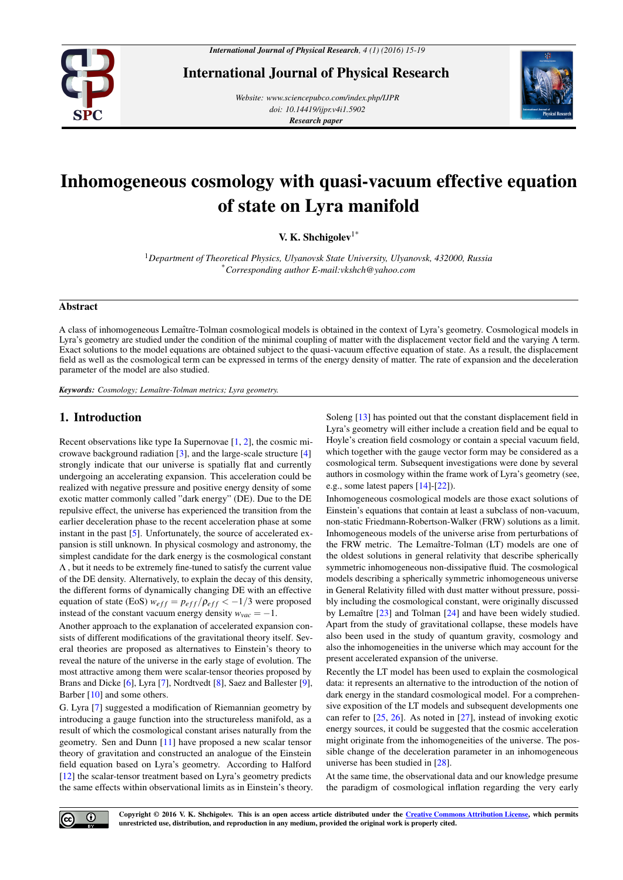# Inhomogeneous cosmology with quasi-vacuum effective equation of state on Lyra manifold

**V. K. Shchigolev**[1*]

[1] *Department of Theoretical Physics, Ulyanovsk State University, Ulyanovsk, 432000, Russia*
[*] *Corresponding author E-mail:vkshch@yahoo.com*

## Abstract

A class of inhomogeneous Lemaître-Tolman cosmological models is obtained in the context of Lyra's geometry. Cosmological models in Lyra's geometry are studied under the condition of the minimal coupling of matter with the displacement vector field and the varying Λ term. Exact solutions to the model equations are obtained subject to the quasi-vacuum effective equation of state. As a result, the displacement field as well as the cosmological term can be expressed in terms of the energy density of matter. The rate of expansion and the deceleration parameter of the model are also studied.

***Keywords:*** *Cosmology; Lemaître-Tolman metrics; Lyra geometry.*

## 1. Introduction

Recent observations like type Ia Supernovae [1, 2], the cosmic microwave background radiation [3], and the large-scale structure [4] strongly indicate that our universe is spatially flat and currently undergoing an accelerating expansion. This acceleration could be realized with negative pressure and positive energy density of some exotic matter commonly called "dark energy" (DE). Due to the DE repulsive effect, the universe has experienced the transition from the earlier deceleration phase to the recent acceleration phase at some instant in the past [5]. Unfortunately, the source of accelerated expansion is still unknown. In physical cosmology and astronomy, the simplest candidate for the dark energy is the cosmological constant $\Lambda$ , but it needs to be extremely fine-tuned to satisfy the current value of the DE density. Alternatively, to explain the decay of this density, the different forms of dynamically changing DE with an effective equation of state (EoS) $w_{eff} = p_{eff}/\rho_{eff} < -1/3$ were proposed instead of the constant vacuum energy density $w_{vac} = -1$.

Another approach to the explanation of accelerated expansion consists of different modifications of the gravitational theory itself. Several theories are proposed as alternatives to Einstein's theory to reveal the nature of the universe in the early stage of evolution. The most attractive among them were scalar-tensor theories proposed by Brans and Dicke [6], Lyra [7], Nordtvedt [8], Saez and Ballester [9], Barber [10] and some others.

G. Lyra [7] suggested a modification of Riemannian geometry by introducing a gauge function into the structureless manifold, as a result of which the cosmological constant arises naturally from the geometry. Sen and Dunn [11] have proposed a new scalar tensor theory of gravitation and constructed an analogue of the Einstein field equation based on Lyra's geometry. According to Halford [12] the scalar-tensor treatment based on Lyra's geometry predicts the same effects within observational limits as in Einstein's theory.

Soleng [13] has pointed out that the constant displacement field in Lyra's geometry will either include a creation field and be equal to Hoyle's creation field cosmology or contain a special vacuum field, which together with the gauge vector form may be considered as a cosmological term. Subsequent investigations were done by several authors in cosmology within the frame work of Lyra's geometry (see, e.g., some latest papers [14]-[22]).

Inhomogeneous cosmological models are those exact solutions of Einstein's equations that contain at least a subclass of non-vacuum, non-static Friedmann-Robertson-Walker (FRW) solutions as a limit. Inhomogeneous models of the universe arise from perturbations of the FRW metric. The Lemaître-Tolman (LT) models are one of the oldest solutions in general relativity that describe spherically symmetric inhomogeneous non-dissipative fluid. The cosmological models describing a spherically symmetric inhomogeneous universe in General Relativity filled with dust matter without pressure, possibly including the cosmological constant, were originally discussed by Lemaître [23] and Tolman [24] and have been widely studied. Apart from the study of gravitational collapse, these models have also been used in the study of quantum gravity, cosmology and also the inhomogeneities in the universe which may account for the present accelerated expansion of the universe.

Recently the LT model has been used to explain the cosmological data: it represents an alternative to the introduction of the notion of dark energy in the standard cosmological model. For a comprehensive exposition of the LT models and subsequent developments one can refer to [25, 26]. As noted in [27], instead of invoking exotic energy sources, it could be suggested that the cosmic acceleration might originate from the inhomogeneities of the universe. The possible change of the deceleration parameter in an inhomogeneous universe has been studied in [28].

At the same time, the observational data and our knowledge presume the paradigm of cosmological inflation regarding the very early

**Copyright © 2016 V. K. Shchigolev. This is an open access article distributed under the Creative Commons Attribution License, which permits unrestricted use, distribution, and reproduction in any medium, provided the original work is properly cited.**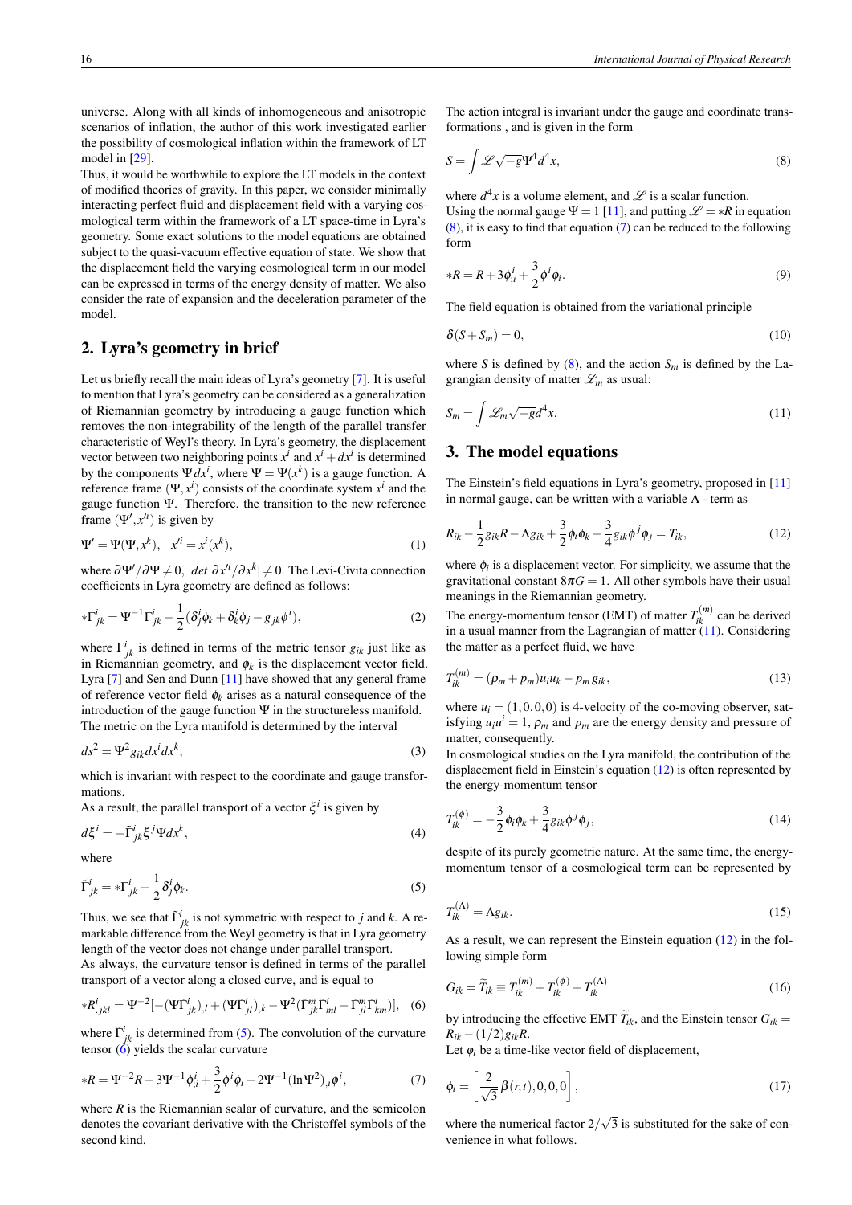universe. Along with all kinds of inhomogeneous and anisotropic scenarios of inflation, the author of this work investigated earlier the possibility of cosmological inflation within the framework of LT model in [29].

Thus, it would be worthwhile to explore the LT models in the context of modified theories of gravity. In this paper, we consider minimally interacting perfect fluid and displacement field with a varying cosmological term within the framework of a LT space-time in Lyra's geometry. Some exact solutions to the model equations are obtained subject to the quasi-vacuum effective equation of state. We show that the displacement field the varying cosmological term in our model can be expressed in terms of the energy density of matter. We also consider the rate of expansion and the deceleration parameter of the model.

## 2. Lyra's geometry in brief

Let us briefly recall the main ideas of Lyra's geometry [7]. It is useful to mention that Lyra's geometry can be considered as a generalization of Riemannian geometry by introducing a gauge function which removes the non-integrability of the length of the parallel transfer characteristic of Weyl's theory. In Lyra's geometry, the displacement vector between two neighboring points $x^i$ and $x^i + dx^i$ is determined by the components $\Psi dx^i$, where $\Psi = \Psi(x^k)$ is a gauge function. A reference frame $(\Psi, x^i)$ consists of the coordinate system $x^i$ and the gauge function $\Psi$. Therefore, the transition to the new reference frame $(\Psi', x'^i)$ is given by

$$\Psi' = \Psi(\Psi, x^k), \quad x'^i = x^i(x^k), \tag{1}$$

where $\partial\Psi'/\partial\Psi \neq 0$, $det|\partial x'^i/\partial x^k| \neq 0$. The Levi-Civita connection coefficients in Lyra geometry are defined as follows:

$$*\Gamma^i_{jk} = \Psi^{-1}\Gamma^i_{jk} - \frac{1}{2}(\delta^i_j\phi_k + \delta^i_k\phi_j - g_{jk}\phi^i), \tag{2}$$

where $\Gamma^i_{jk}$ is defined in terms of the metric tensor $g_{ik}$ just like as in Riemannian geometry, and $\phi_k$ is the displacement vector field. Lyra [7] and Sen and Dunn [11] have showed that any general frame of reference vector field $\phi_k$ arises as a natural consequence of the introduction of the gauge function $\Psi$ in the structureless manifold. The metric on the Lyra manifold is determined by the interval

$$ds^2 = \Psi^2 g_{ik}dx^i dx^k, \tag{3}$$

which is invariant with respect to the coordinate and gauge transformations.

As a result, the parallel transport of a vector $\xi^i$ is given by

$$d\xi^i = -\tilde{\Gamma}^i_{jk}\xi^j\Psi dx^k, \tag{4}$$

where

$$\tilde{\Gamma}^i_{jk} = *\Gamma^i_{jk} - \frac{1}{2}\delta^i_j\phi_k. \tag{5}$$

Thus, we see that $\tilde{\Gamma}^i_{jk}$ is not symmetric with respect to $j$ and $k$. A remarkable difference from the Weyl geometry is that in Lyra geometry length of the vector does not change under parallel transport.

As always, the curvature tensor is defined in terms of the parallel transport of a vector along a closed curve, and is equal to

$$*R^i_{.jkl} = \Psi^{-2}[-(\Psi\tilde{\Gamma}^i_{jk})_{,l} + (\Psi\tilde{\Gamma}^i_{jl})_{,k} - \Psi^2(\tilde{\Gamma}^m_{jk}\tilde{\Gamma}^i_{ml} - \tilde{\Gamma}^m_{jl}\tilde{\Gamma}^i_{km})], \tag{6}$$

where $\tilde{\Gamma}^i_{jk}$ is determined from (5). The convolution of the curvature tensor (6) yields the scalar curvature

$$*R = \Psi^{-2}R + 3\Psi^{-1}\phi^i_{;i} + \frac{3}{2}\phi^i\phi_i + 2\Psi^{-1}(\ln\Psi^2)_{,i}\phi^i, \tag{7}$$

where $R$ is the Riemannian scalar of curvature, and the semicolon denotes the covariant derivative with the Christoffel symbols of the second kind.

The action integral is invariant under the gauge and coordinate transformations , and is given in the form

$$S = \int \mathscr{L}\sqrt{-g}\Psi^4 d^4x, \tag{8}$$

where $d^4x$ is a volume element, and $\mathscr{L}$ is a scalar function.

Using the normal gauge $\Psi = 1$ [11], and putting $\mathscr{L} = *R$ in equation (8), it is easy to find that equation (7) can be reduced to the following form

$$*R = R + 3\phi^i_{;i} + \frac{3}{2}\phi^i\phi_i. \tag{9}$$

The field equation is obtained from the variational principle

$$\delta(S + S_m) = 0, \tag{10}$$

where $S$ is defined by (8), and the action $S_m$ is defined by the Lagrangian density of matter $\mathscr{L}_m$ as usual:

$$S_m = \int \mathscr{L}_m\sqrt{-g}d^4x. \tag{11}$$

## 3. The model equations

The Einstein's field equations in Lyra's geometry, proposed in [11] in normal gauge, can be written with a variable $\Lambda$ - term as

$$R_{ik} - \frac{1}{2}g_{ik}R - \Lambda g_{ik} + \frac{3}{2}\phi_i\phi_k - \frac{3}{4}g_{ik}\phi^j\phi_j = T_{ik}, \tag{12}$$

where $\phi_i$ is a displacement vector. For simplicity, we assume that the gravitational constant $8\pi G = 1$. All other symbols have their usual meanings in the Riemannian geometry.

The energy-momentum tensor (EMT) of matter $T^{(m)}_{ik}$ can be derived in a usual manner from the Lagrangian of matter (11). Considering the matter as a perfect fluid, we have

$$T^{(m)}_{ik} = (\rho_m + p_m)u_i u_k - p_m g_{ik}, \tag{13}$$

where $u_i = (1,0,0,0)$ is 4-velocity of the co-moving observer, satisfying $u_i u^i = 1$, $\rho_m$ and $p_m$ are the energy density and pressure of matter, consequently.

In cosmological studies on the Lyra manifold, the contribution of the displacement field in Einstein's equation (12) is often represented by the energy-momentum tensor

$$T^{(\phi)}_{ik} = -\frac{3}{2}\phi_i\phi_k + \frac{3}{4}g_{ik}\phi^j\phi_j, \tag{14}$$

despite of its purely geometric nature. At the same time, the energy-momentum tensor of a cosmological term can be represented by

$$T^{(\Lambda)}_{ik} = \Lambda g_{ik}. \tag{15}$$

As a result, we can represent the Einstein equation (12) in the following simple form

$$G_{ik} = \widetilde{T}_{ik} \equiv T^{(m)}_{ik} + T^{(\phi)}_{ik} + T^{(\Lambda)}_{ik} \tag{16}$$

by introducing the effective EMT $\widetilde{T}_{ik}$, and the Einstein tensor $G_{ik} = R_{ik} - (1/2)g_{ik}R$.

Let $\phi_i$ be a time-like vector field of displacement,

$$\phi_i = \left[\frac{2}{\sqrt{3}}\beta(r,t), 0, 0, 0\right], \tag{17}$$

where the numerical factor $2/\sqrt{3}$ is substituted for the sake of convenience in what follows.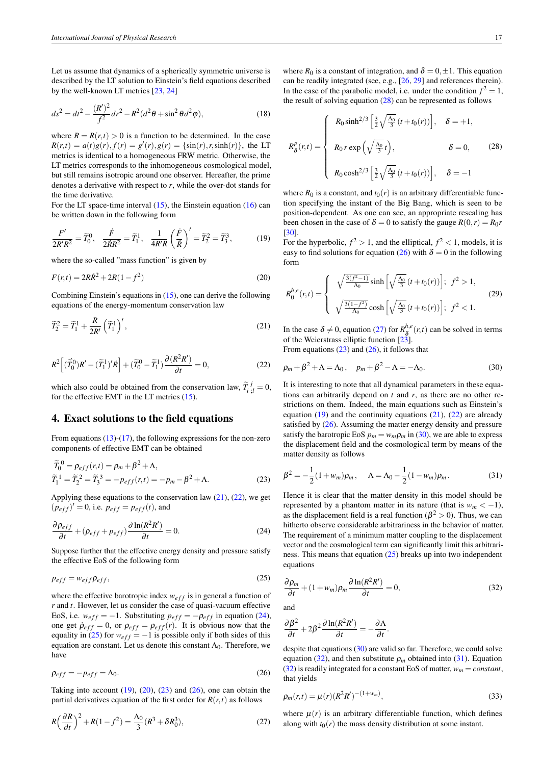Let us assume that dynamics of a spherically symmetric universe is described by the LT solution to Einstein's field equations described by the well-known LT metrics [23, 24]

$$ds^2 = dt^2 - \frac{(R')^2}{f^2}dr^2 - R^2(d^2\theta + \sin^2\theta d^2\varphi), \tag{18}$$

where $R = R(r,t) > 0$ is a function to be determined. In the case $R(r,t) = a(t)g(r), f(r) = g'(r), g(r) = \{\sin(r), r, \sinh(r)\}$, the LT metrics is identical to a homogeneous FRW metric. Otherwise, the LT metrics corresponds to the inhomogeneous cosmological model, but still remains isotropic around one observer. Hereafter, the prime denotes a derivative with respect to $r$, while the over-dot stands for the time derivative.

For the LT space-time interval (15), the Einstein equation (16) can be written down in the following form

$$\frac{F'}{2R'R^2} = \widetilde{T}^0_0, \quad \frac{\dot{F}}{2\dot{R}R^2} = \widetilde{T}^1_1, \quad \frac{1}{4R'R}\left(\frac{\dot{F}}{\dot{R}}\right)' = \widetilde{T}^2_2 = \widetilde{T}^3_3, \tag{19}$$

where the so-called "mass function" is given by

$$F(r,t) = 2R\dot{R}^2 + 2R(1-f^2) \tag{20}$$

Combining Einstein's equations in (15), one can derive the following equations of the energy-momentum conservation law

$$\widetilde{T}^2_2 = \widetilde{T}^1_1 + \frac{R}{2R'}\left(\widetilde{T}^1_1\right)', \tag{21}$$

$$R^2\left[(\dot{\widetilde{T}}{}^0_0)R' - (\widetilde{T}^1_1)'\dot{R}\right] + (\widetilde{T}^0_0 - \widetilde{T}^1_1)\frac{\partial(R^2R')}{\partial t} = 0, \tag{22}$$

which also could be obtained from the conservation law, $\widetilde{T}^{\,j}_{i\,;l} = 0$, for the effective EMT in the LT metrics (15).

## 4. Exact solutions to the field equations

From equations (13)-(17), the following expressions for the non-zero components of effective EMT can be obtained

$$\begin{aligned} \widetilde{T}^0_0 &= \rho_{eff}(r,t) = \rho_m + \beta^2 + \Lambda, \\ \widetilde{T}^1_1 &= \widetilde{T}^2_2 = \widetilde{T}^3_3 = -p_{eff}(r,t) = -p_m - \beta^2 + \Lambda. \end{aligned} \tag{23}$$

Applying these equations to the conservation law (21), (22), we get $(p_{eff})' = 0$, i.e. $p_{eff} = p_{eff}(t)$, and

$$\frac{\partial\rho_{eff}}{\partial t} + (\rho_{eff} + p_{eff})\frac{\partial\ln(R^2R')}{\partial t} = 0. \tag{24}$$

Suppose further that the effective energy density and pressure satisfy the effective EoS of the following form

$$p_{eff} = w_{eff}\rho_{eff}, \tag{25}$$

where the effective barotropic index $w_{eff}$ is in general a function of $r$ and $t$. However, let us consider the case of quasi-vacuum effective EoS, i.e. $w_{eff} = -1$. Substituting $p_{eff} = -\rho_{eff}$ in equation (24), one get $\dot{\rho}_{eff} = 0$, or $\rho_{eff} = \rho_{eff}(r)$. It is obvious now that the equality in (25) for $w_{eff} = -1$ is possible only if both sides of this equation are constant. Let us denote this constant $\Lambda_0$. Therefore, we have

$$\rho_{eff} = -p_{eff} = \Lambda_0. \tag{26}$$

Taking into account (19), (20), (23) and (26), one can obtain the partial derivatives equation of the first order for $R(r,t)$ as follows

$$R\left(\frac{\partial R}{\partial t}\right)^2 + R(1-f^2) = \frac{\Lambda_0}{3}(R^3 + \delta R_0^3), \tag{27}$$

where $R_0$ is a constant of integration, and $\delta = 0, \pm1$. This equation can be readily integrated (see, e.g., [26, 29] and references therein). In the case of the parabolic model, i.e. under the condition $f^2 = 1$, the result of solving equation (28) can be represented as follows

$$R^p_\delta(r,t) = \begin{cases} R_0\sinh^{2/3}\left[\frac{3}{2}\sqrt{\frac{\Lambda_0}{3}}\,(t + t_0(r))\right], & \delta = +1, \\ R_0\,r\exp\left(\sqrt{\frac{\Lambda_0}{3}}\,t\right), & \delta = 0, \\ R_0\cosh^{2/3}\left[\frac{3}{2}\sqrt{\frac{\Lambda_0}{3}}\,(t + t_0(r))\right], & \delta = -1 \end{cases} \tag{28}$$

where $R_0$ is a constant, and $t_0(r)$ is an arbitrary differentiable function specifying the instant of the Big Bang, which is seen to be position-dependent. As one can see, an appropriate rescaling has been chosen in the case of $\delta = 0$ to satisfy the gauge $R(0,r) = R_0r$ [30].

For the hyperbolic, $f^2 > 1$, and the elliptical, $f^2 < 1$, models, it is easy to find solutions for equation (26) with $\delta = 0$ in the following form

$$R^{h,e}_0(r,t) = \begin{cases} \sqrt{\frac{3(f^2-1)}{\Lambda_0}}\sinh\left[\sqrt{\frac{\Lambda_0}{3}}\,(t + t_0(r))\right]; & f^2 > 1, \\ \sqrt{\frac{3(1-f^2)}{\Lambda_0}}\cosh\left[\sqrt{\frac{\Lambda_0}{3}}\,(t + t_0(r))\right]; & f^2 < 1. \end{cases} \tag{29}$$

In the case $\delta \neq 0$, equation (27) for $R^{h,e}_\delta(r,t)$ can be solved in terms of the Weierstrass elliptic function [23].

From equations (23) and (26), it follows that

$$\rho_m + \beta^2 + \Lambda = \Lambda_0, \quad p_m + \beta^2 - \Lambda = -\Lambda_0. \tag{30}$$

It is interesting to note that all dynamical parameters in these equations can arbitrarily depend on $t$ and $r$, as there are no other restrictions on them. Indeed, the main equations such as Einstein's equation (19) and the continuity equations (21), (22) are already satisfied by (26). Assuming the matter energy density and pressure satisfy the barotropic EoS $p_m = w_m\rho_m$ in (30), we are able to express the displacement field and the cosmological term by means of the matter density as follows

$$\beta^2 = -\frac{1}{2}(1+w_m)\rho_m, \quad \Lambda = \Lambda_0 - \frac{1}{2}(1-w_m)\rho_m. \tag{31}$$

Hence it is clear that the matter density in this model should be represented by a phantom matter in its nature (that is $w_m < -1$), as the displacement field is a real function ($\beta^2 > 0$). Thus, we can hitherto observe considerable arbitrariness in the behavior of matter. The requirement of a minimum matter coupling to the displacement vector and the cosmological term can significantly limit this arbitrariness. This means that equation (25) breaks up into two independent equations

$$\frac{\partial\rho_m}{\partial t} + (1+w_m)\rho_m\frac{\partial\ln(R^2R')}{\partial t} = 0, \tag{32}$$

and

$$\frac{\partial\beta^2}{\partial t} + 2\beta^2\frac{\partial\ln(R^2R')}{\partial t} = -\frac{\partial\Lambda}{\partial t}.$$

despite that equations (30) are valid so far. Therefore, we could solve equation (32), and then substitute $\rho_m$ obtained into (31). Equation (32) is readily integrated for a constant EoS of matter, $w_m = constant$, that yields

$$\rho_m(r,t) = \mu(r)(R^2R')^{-(1+w_m)}, \tag{33}$$

where $\mu(r)$ is an arbitrary differentiable function, which defines along with $t_0(r)$ the mass density distribution at some instant.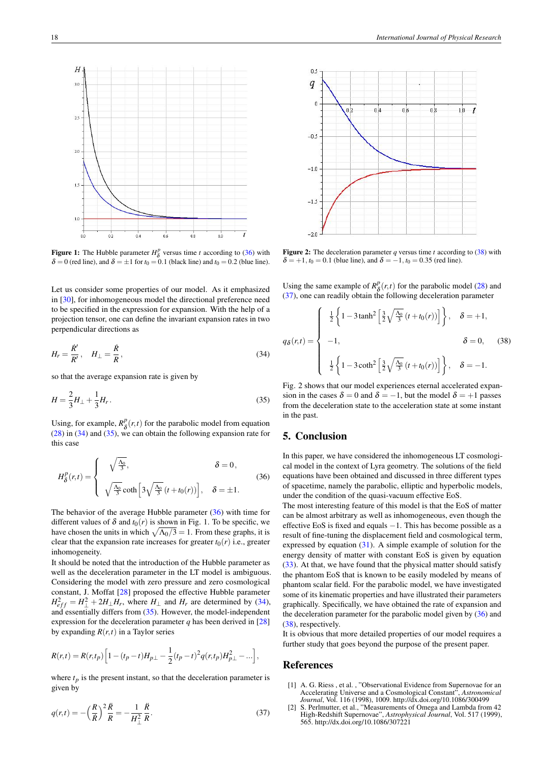**Figure 1:** The Hubble parameter $H_\delta^p$ versus time $t$ according to (36) with $\delta = 0$ (red line), and $\delta = \pm 1$ for $t_0 = 0.1$ (black line) and $t_0 = 0.2$ (blue line).

**Figure 2:** The deceleration parameter $q$ versus time $t$ according to (38) with $\delta = +1$, $t_0 = 0.1$ (blue line), and $\delta = -1$, $t_0 = 0.35$ (red line).

Let us consider some properties of our model. As it emphasized in [30], for inhomogeneous model the directional preference need to be specified in the expression for expansion. With the help of a projection tensor, one can define the invariant expansion rates in two perpendicular directions as

$$H_r = \frac{\dot{R}'}{R'}, \quad H_\perp = \frac{\dot{R}}{R}, \tag{34}$$

so that the average expansion rate is given by

$$H = \frac{2}{3}H_\perp + \frac{1}{3}H_r. \tag{35}$$

Using, for example, $R_\delta^p(r,t)$ for the parabolic model from equation (28) in (34) and (35), we can obtain the following expansion rate for this case

$$H_\delta^p(r,t) = \begin{cases} \sqrt{\frac{\Lambda_0}{3}}, & \delta = 0, \\ \sqrt{\frac{\Lambda_0}{3}} \coth\left[3\sqrt{\frac{\Lambda_0}{3}}(t + t_0(r))\right], & \delta = \pm 1. \end{cases} \tag{36}$$

The behavior of the average Hubble parameter (36) with time for different values of $\delta$ and $t_0(r)$ is shown in Fig. 1. To be specific, we have chosen the units in which $\sqrt{\Lambda_0/3} = 1$. From these graphs, it is clear that the expansion rate increases for greater $t_0(r)$ i.e., greater inhomogeneity.

It should be noted that the introduction of the Hubble parameter as well as the deceleration parameter in the LT model is ambiguous. Considering the model with zero pressure and zero cosmological constant, J. Moffat [28] proposed the effective Hubble parameter $H_{eff}^2 = H_\perp^2 + 2H_\perp H_r$, where $H_\perp$ and $H_r$ are determined by (34), and essentially differs from (35). However, the model-independent expression for the deceleration parameter $q$ has been derived in [28] by expanding $R(r,t)$ in a Taylor series

$$R(r,t) = R(r,t_p)\left[1 - (t_p - t)H_{p\perp} - \frac{1}{2}(t_p - t)^2 q(r,t_p)H_{p\perp}^2 - \dots\right],$$

where $t_p$ is the present instant, so that the deceleration parameter is given by

$$q(r,t) = -\left(\frac{R}{\dot{R}}\right)^2 \frac{\ddot{R}}{R} = -\frac{1}{H_\perp^2}\frac{\ddot{R}}{R}. \tag{37}$$

Using the same example of $R_\delta^p(r,t)$ for the parabolic model (28) and (37), one can readily obtain the following deceleration parameter

$$q_\delta(r,t) = \begin{cases} \frac{1}{2}\left\{1 - 3\tanh^2\left[\frac{3}{2}\sqrt{\frac{\Lambda_0}{3}}(t + t_0(r))\right]\right\}, & \delta = +1, \\ -1, & \delta = 0, \\ \frac{1}{2}\left\{1 - 3\coth^2\left[\frac{3}{2}\sqrt{\frac{\Lambda_0}{3}}(t + t_0(r))\right]\right\}, & \delta = -1. \end{cases} \tag{38}$$

Fig. 2 shows that our model experiences eternal accelerated expansion in the cases $\delta = 0$ and $\delta = -1$, but the model $\delta = +1$ passes from the deceleration state to the acceleration state at some instant in the past.

## 5. Conclusion

In this paper, we have considered the inhomogeneous LT cosmological model in the context of Lyra geometry. The solutions of the field equations have been obtained and discussed in three different types of spacetime, namely the parabolic, elliptic and hyperbolic models, under the condition of the quasi-vacuum effective EoS.

The most interesting feature of this model is that the EoS of matter can be almost arbitrary as well as inhomogeneous, even though the effective EoS is fixed and equals $-1$. This has become possible as a result of fine-tuning the displacement field and cosmological term, expressed by equation (31). A simple example of solution for the energy density of matter with constant EoS is given by equation (33). At that, we have found that the physical matter should satisfy the phantom EoS that is known to be easily modeled by means of phantom scalar field. For the parabolic model, we have investigated some of its kinematic properties and have illustrated their parameters graphically. Specifically, we have obtained the rate of expansion and the deceleration parameter for the parabolic model given by (36) and (38), respectively.

It is obvious that more detailed properties of our model requires a further study that goes beyond the purpose of the present paper.

## References

[1] A. G. Riess , et al. , "Observational Evidence from Supernovae for an Accelerating Universe and a Cosmological Constant", *Astronomical Journal*, Vol. 116 (1998), 1009. http://dx.doi.org/10.1086/300499

[2] S. Perlmutter, et al., "Measurements of Omega and Lambda from 42 High-Redshift Supernovae", *Astrophysical Journal*, Vol. 517 (1999), 565. http://dx.doi.org/10.1086/307221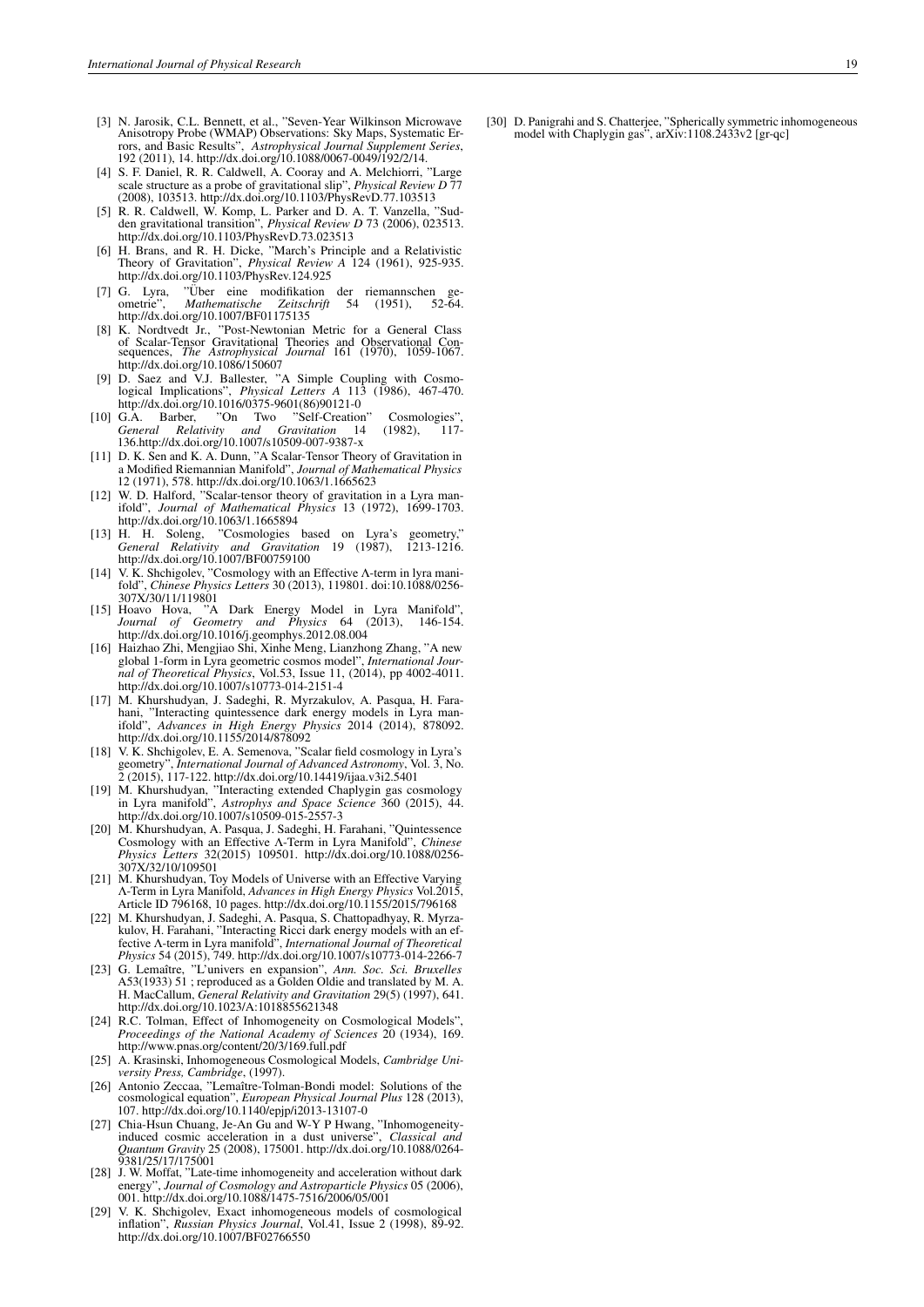[3] N. Jarosik, C.L. Bennett, et al., "Seven-Year Wilkinson Microwave Anisotropy Probe (WMAP) Observations: Sky Maps, Systematic Errors, and Basic Results", *Astrophysical Journal Supplement Series*, 192 (2011), 14. http://dx.doi.org/10.1088/0067-0049/192/2/14.

[4] S. F. Daniel, R. R. Caldwell, A. Cooray and A. Melchiorri, "Large scale structure as a probe of gravitational slip", *Physical Review D* 77 (2008), 103513. http://dx.doi.org/10.1103/PhysRevD.77.103513

[5] R. R. Caldwell, W. Komp, L. Parker and D. A. T. Vanzella, "Sudden gravitational transition", *Physical Review D* 73 (2006), 023513. http://dx.doi.org/10.1103/PhysRevD.73.023513

[6] H. Brans, and R. H. Dicke, "March's Principle and a Relativistic Theory of Gravitation", *Physical Review A* 124 (1961), 925-935. http://dx.doi.org/10.1103/PhysRev.124.925

[7] G. Lyra, "Über eine modifikation der riemannschen geometrie", *Mathematische Zeitschrift* 54 (1951), 52-64. http://dx.doi.org/10.1007/BF01175135

[8] K. Nordtvedt Jr., "Post-Newtonian Metric for a General Class of Scalar-Tensor Gravitational Theories and Observational Consequences, *The Astrophysical Journal* 161 (1970), 1059-1067. http://dx.doi.org/10.1086/150607

[9] D. Saez and V.J. Ballester, "A Simple Coupling with Cosmological Implications", *Physical Letters A* 113 (1986), 467-470. http://dx.doi.org/10.1016/0375-9601(86)90121-0

[10] G.A. Barber, "On Two "Self-Creation" Cosmologies", *General Relativity and Gravitation* 14 (1982), 117-136.http://dx.doi.org/10.1007/s10509-007-9387-x

[11] D. K. Sen and K. A. Dunn, "A Scalar-Tensor Theory of Gravitation in a Modified Riemannian Manifold", *Journal of Mathematical Physics* 12 (1971), 578. http://dx.doi.org/10.1063/1.1665623

[12] W. D. Halford, "Scalar-tensor theory of gravitation in a Lyra manifold", *Journal of Mathematical Physics* 13 (1972), 1699-1703. http://dx.doi.org/10.1063/1.1665894

[13] H. H. Soleng, "Cosmologies based on Lyra's geometry," *General Relativity and Gravitation* 19 (1987), 1213-1216. http://dx.doi.org/10.1007/BF00759100

[14] V. K. Shchigolev, "Cosmology with an Effective Λ-term in lyra manifold", *Chinese Physics Letters* 30 (2013), 119801. doi:10.1088/0256-307X/30/11/119801

[15] Hoavo Hova, "A Dark Energy Model in Lyra Manifold", *Journal of Geometry and Physics* 64 (2013), 146-154. http://dx.doi.org/10.1016/j.geomphys.2012.08.004

[16] Haizhao Zhi, Mengjiao Shi, Xinhe Meng, Lianzhong Zhang, "A new global 1-form in Lyra geometric cosmos model", *International Journal of Theoretical Physics*, Vol.53, Issue 11, (2014), pp 4002-4011. http://dx.doi.org/10.1007/s10773-014-2151-4

[17] M. Khurshudyan, J. Sadeghi, R. Myrzakulov, A. Pasqua, H. Farahani, "Interacting quintessence dark energy models in Lyra manifold", *Advances in High Energy Physics* 2014 (2014), 878092. http://dx.doi.org/10.1155/2014/878092

[18] V. K. Shchigolev, E. A. Semenova, "Scalar field cosmology in Lyra's geometry", *International Journal of Advanced Astronomy*, Vol. 3, No. 2 (2015), 117-122. http://dx.doi.org/10.14419/ijaa.v3i2.5401

[19] M. Khurshudyan, "Interacting extended Chaplygin gas cosmology in Lyra manifold", *Astrophys and Space Science* 360 (2015), 44. http://dx.doi.org/10.1007/s10509-015-2557-3

[20] M. Khurshudyan, A. Pasqua, J. Sadeghi, H. Farahani, "Quintessence Cosmology with an Effective Λ-Term in Lyra Manifold", *Chinese Physics Letters* 32(2015) 109501. http://dx.doi.org/10.1088/0256-307X/32/10/109501

[21] M. Khurshudyan, Toy Models of Universe with an Effective Varying Λ-Term in Lyra Manifold, *Advances in High Energy Physics* Vol.2015, Article ID 796168, 10 pages. http://dx.doi.org/10.1155/2015/796168

[22] M. Khurshudyan, J. Sadeghi, A. Pasqua, S. Chattopadhyay, R. Myrzakulov, H. Farahani, "Interacting Ricci dark energy models with an effective Λ-term in Lyra manifold", *International Journal of Theoretical Physics* 54 (2015), 749. http://dx.doi.org/10.1007/s10773-014-2266-7

[23] G. Lemaître, "L'univers en expansion", *Ann. Soc. Sci. Bruxelles* A53(1933) 51 ; reproduced as a Golden Oldie and translated by M. A. H. MacCallum, *General Relativity and Gravitation* 29(5) (1997), 641. http://dx.doi.org/10.1023/A:1018855621348

[24] R.C. Tolman, Effect of Inhomogeneity on Cosmological Models", *Proceedings of the National Academy of Sciences* 20 (1934), 169. http://www.pnas.org/content/20/3/169.full.pdf

[25] A. Krasinski, Inhomogeneous Cosmological Models, *Cambridge University Press, Cambridge*, (1997).

[26] Antonio Zeccaa, "Lemaître-Tolman-Bondi model: Solutions of the cosmological equation", *European Physical Journal Plus* 128 (2013), 107. http://dx.doi.org/10.1140/epjp/i2013-13107-0

[27] Chia-Hsun Chuang, Je-An Gu and W-Y P Hwang, "Inhomogeneity-induced cosmic acceleration in a dust universe", *Classical and Quantum Gravity* 25 (2008), 175001. http://dx.doi.org/10.1088/0264-9381/25/17/175001

[28] J. W. Moffat, "Late-time inhomogeneity and acceleration without dark energy", *Journal of Cosmology and Astroparticle Physics* 05 (2006), 001. http://dx.doi.org/10.1088/1475-7516/2006/05/001

[29] V. K. Shchigolev, Exact inhomogeneous models of cosmological inflation", *Russian Physics Journal*, Vol.41, Issue 2 (1998), 89-92. http://dx.doi.org/10.1007/BF02766550

[30] D. Panigrahi and S. Chatterjee, "Spherically symmetric inhomogeneous model with Chaplygin gas", arXiv:1108.2433v2 [gr-qc]